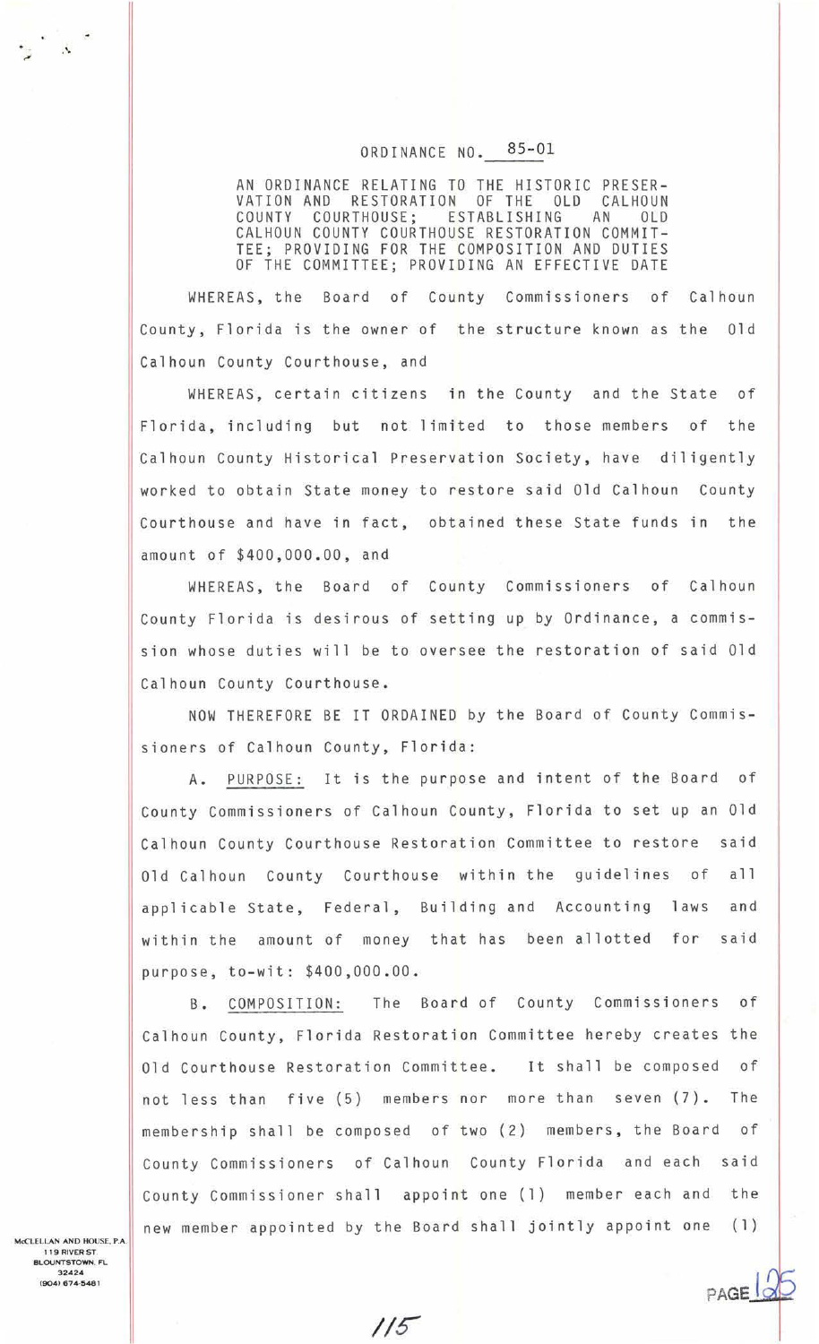# ORDINANCE NO. 85-01

AN ORDINANCE RELATING TO THE HISTORIC PRESERVATION AND RESTORATION OF THE OLD CALHOUN COUNTY COURTHOUSE; ESTABLISHING AN OLD CALHOUN COUNTY COURTHOUSE RESTORATION COMMITTEE; PROVIDING FOR THE COMPOSITION AND DUTIES OF THE COMMITTEE; PROVIDING AN EFFECTIVE DATE

WHEREAS, the Board of County Commissioners of Calhoun County, Florida is the owner of the structure known as the Old Calhoun County Courthouse, and

WHEREAS, certain citizens in the County and the State of Florida, including but not limited to those members of the Calhoun County Historical Preservation Society, have diligently worked to obtain State money to restore said Old Calhoun County Courthouse and have in fact, obtained these State funds in the amount of $400,000.00, and

WHEREAS, the Board of County Commissioners of Calhoun County Florida is desirous of setting up by Ordinance, a commission whose duties will be to oversee the restoration of said Old Calhoun County Courthouse.

NOW THEREFORE BE IT ORDAINED by the Board of County Commissioners of Calhoun County, Florida:

A. PURPOSE: It is the purpose and intent of the Board of County Commissioners of Calhoun County, Florida to set up an Old Calhoun County Courthouse Restoration Committee to restore said Old Calhoun County Courthouse within the guidelines of all applicable State, Federal, Building and Accounting laws and within the amount of money that has been allotted for said purpose, to-wit: $400,000.00.

B. COMPOSITION: The Board of County Commissioners of Calhoun County, Florida Restoration Committee hereby creates the Old Courthouse Restoration Committee. It shall be composed of not less than five (5) members nor more than seven (7). The membership shall be composed of two (2) members, the Board of County Commissioners of Calhoun County Florida and each said County Commissioner shall appoint one (1) member each and the new member appointed by the Board shall jointly appoint one (1)

McCLELLAN AND HOUSE, P.A.
119 RIVER ST.
BLOUNTSTOWN, FL
32424
(904) 674-5481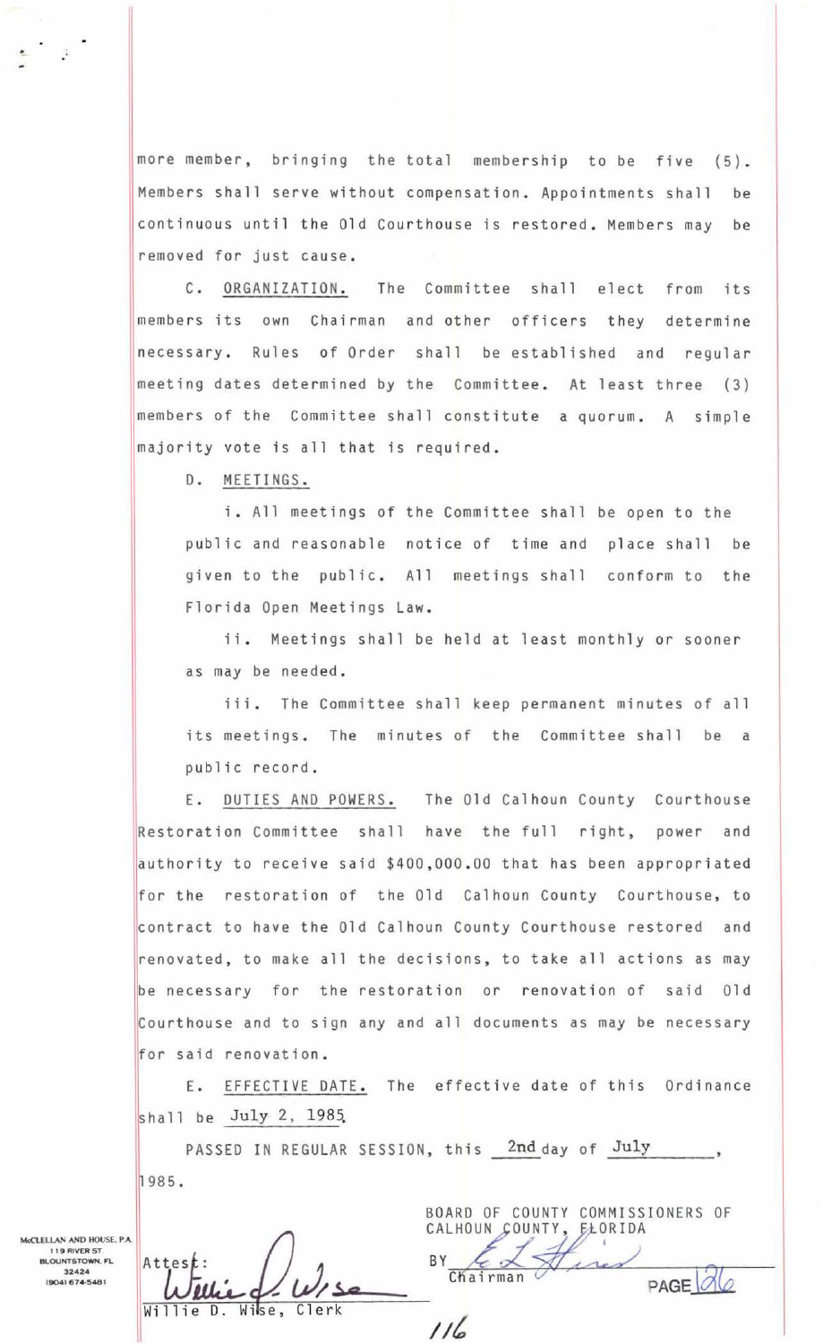more member, bringing the total membership to be five (5). Members shall serve without compensation. Appointments shall be continuous until the Old Courthouse is restored. Members may be removed for just cause.

C. ORGANIZATION. The Committee shall elect from its members its own Chairman and other officers they determine necessary. Rules of Order shall be established and regular meeting dates determined by the Committee. At least three (3) members of the Committee shall constitute a quorum. A simple majority vote is all that is required.

D. MEETINGS.

i. All meetings of the Committee shall be open to the public and reasonable notice of time and place shall be given to the public. All meetings shall conform to the Florida Open Meetings Law.

ii. Meetings shall be held at least monthly or sooner as may be needed.

iii. The Committee shall keep permanent minutes of all its meetings. The minutes of the Committee shall be a public record.

E. DUTIES AND POWERS. The Old Calhoun County Courthouse Restoration Committee shall have the full right, power and authority to receive said $400,000.00 that has been appropriated for the restoration of the Old Calhoun County Courthouse, to contract to have the Old Calhoun County Courthouse restored and renovated, to make all the decisions, to take all actions as may be necessary for the restoration or renovation of said Old Courthouse and to sign any and all documents as may be necessary for said renovation.

E. EFFECTIVE DATE. The effective date of this Ordinance shall be July 2, 1985.

PASSED IN REGULAR SESSION, this 2nd day of July, 1985.

BOARD OF COUNTY COMMISSIONERS OF CALHOUN COUNTY, FLORIDA

BY ____________________
Chairman

Attest:
____________________
Willie D. Wise, Clerk

McCLELLAN AND HOUSE, P.A.
119 RIVER ST
BLOUNTSTOWN, FL
32424
(904) 674-5481

PAGE 26

116